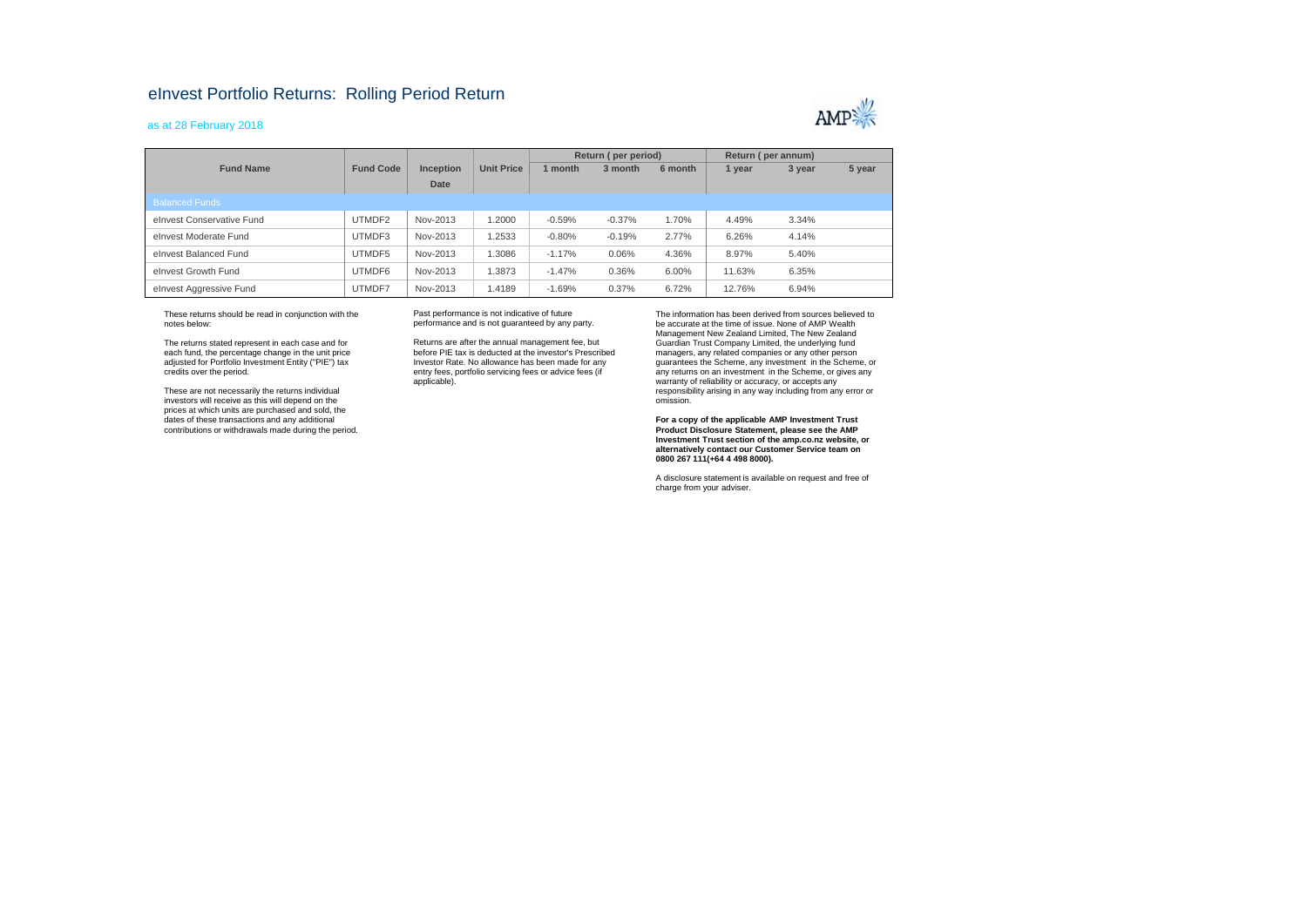# eInvest Portfolio Returns: Rolling Period Return

as at 28 February 2018

| Fund Name | Fund Code | Inception Date | Unit Price | Return ( per period) | | | Return ( per annum) | | |
|---|---|---|---|---|---|---|---|---|---|
| | | | | 1 month | 3 month | 6 month | 1 year | 3 year | 5 year |
| Balanced Funds | | | | | | | | | |
| eInvest Conservative Fund | UTMDF2 | Nov-2013 | 1.2000 | -0.59% | -0.37% | 1.70% | 4.49% | 3.34% | |
| eInvest Moderate Fund | UTMDF3 | Nov-2013 | 1.2533 | -0.80% | -0.19% | 2.77% | 6.26% | 4.14% | |
| eInvest Balanced Fund | UTMDF5 | Nov-2013 | 1.3086 | -1.17% | 0.06% | 4.36% | 8.97% | 5.40% | |
| eInvest Growth Fund | UTMDF6 | Nov-2013 | 1.3873 | -1.47% | 0.36% | 6.00% | 11.63% | 6.35% | |
| eInvest Aggressive Fund | UTMDF7 | Nov-2013 | 1.4189 | -1.69% | 0.37% | 6.72% | 12.76% | 6.94% | |

These returns should be read in conjunction with the notes below:

The returns stated represent in each case and for each fund, the percentage change in the unit price adjusted for Portfolio Investment Entity ("PIE") tax credits over the period.

These are not necessarily the returns individual investors will receive as this will depend on the prices at which units are purchased and sold, the dates of these transactions and any additional contributions or withdrawals made during the period.

Past performance is not indicative of future performance and is not guaranteed by any party.

Returns are after the annual management fee, but before PIE tax is deducted at the investor's Prescribed Investor Rate. No allowance has been made for any entry fees, portfolio servicing fees or advice fees (if applicable).

The information has been derived from sources believed to be accurate at the time of issue. None of AMP Wealth Management New Zealand Limited, The New Zealand Guardian Trust Company Limited, the underlying fund managers, any related companies or any other person guarantees the Scheme, any investment in the Scheme, or any returns on an investment in the Scheme, or gives any warranty of reliability or accuracy, or accepts any responsibility arising in any way including from any error or omission.

**For a copy of the applicable AMP Investment Trust Product Disclosure Statement, please see the AMP Investment Trust section of the amp.co.nz website, or alternatively contact our Customer Service team on 0800 267 111(+64 4 498 8000).**

A disclosure statement is available on request and free of charge from your adviser.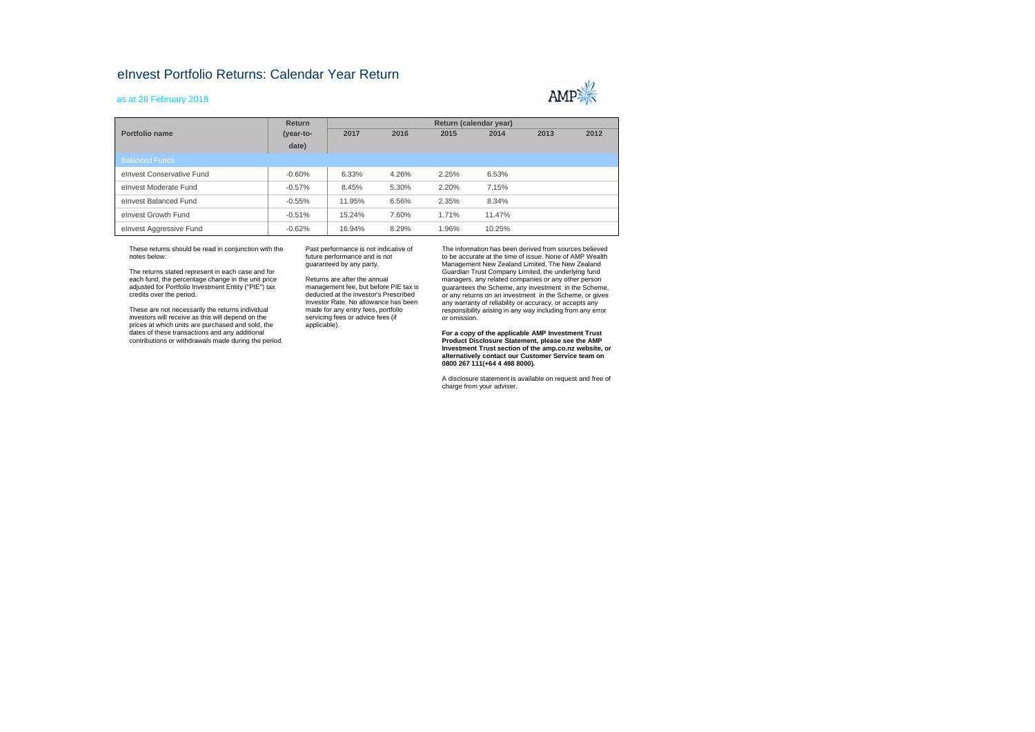# eInvest Portfolio Returns: Calendar Year Return

as at 28 February 2018

| Portfolio name | Return (year-to-date) | Return (calendar year) | | | | | |
|---|---|---|---|---|---|---|---|
| | | 2017 | 2016 | 2015 | 2014 | 2013 | 2012 |
| Balanced Funds | | | | | | | |
| eInvest Conservative Fund | -0.60% | 6.33% | 4.26% | 2.25% | 6.53% | | |
| eInvest Moderate Fund | -0.57% | 8.45% | 5.30% | 2.20% | 7.15% | | |
| eInvest Balanced Fund | -0.55% | 11.95% | 6.56% | 2.35% | 8.34% | | |
| eInvest Growth Fund | -0.51% | 15.24% | 7.60% | 1.71% | 11.47% | | |
| eInvest Aggressive Fund | -0.62% | 16.94% | 8.29% | 1.96% | 10.25% | | |

These returns should be read in conjunction with the notes below:

The returns stated represent in each case and for each fund, the percentage change in the unit price adjusted for Portfolio Investment Entity ("PIE") tax credits over the period.

These are not necessarily the returns individual investors will receive as this will depend on the prices at which units are purchased and sold, the dates of these transactions and any additional contributions or withdrawals made during the period.

Past performance is not indicative of future performance and is not guaranteed by any party.

Returns are after the annual management fee, but before PIE tax is deducted at the investor's Prescribed Investor Rate. No allowance has been made for any entry fees, portfolio servicing fees or advice fees (if applicable).

The information has been derived from sources believed to be accurate at the time of issue. None of AMP Wealth Management New Zealand Limited, The New Zealand Guardian Trust Company Limited, the underlying fund managers, any related companies or any other person guarantees the Scheme, any investment in the Scheme, or any returns on an investment in the Scheme, or gives any warranty of reliability or accuracy, or accepts any responsibility arising in any way including from any error or omission.

**For a copy of the applicable AMP Investment Trust Product Disclosure Statement, please see the AMP Investment Trust section of the amp.co.nz website, or alternatively contact our Customer Service team on 0800 267 111(+64 4 498 8000).**

A disclosure statement is available on request and free of charge from your adviser.